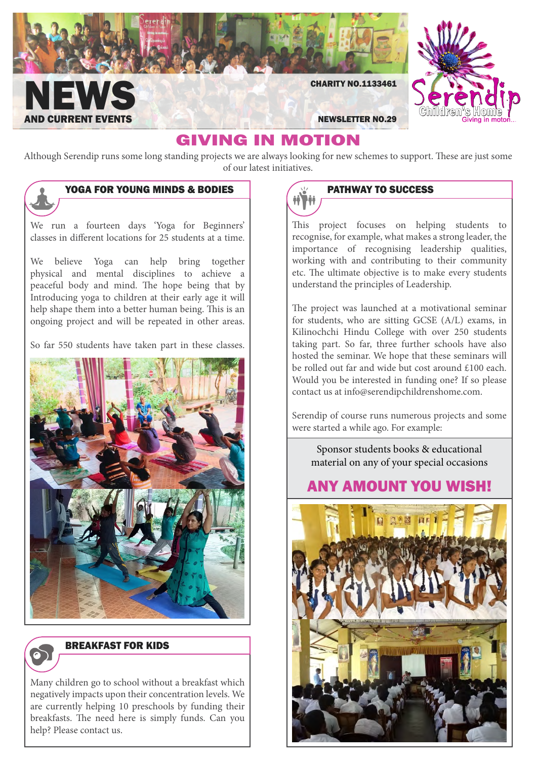# NEWS

**AND CURRENT EVENTS**

**CHARITY NO.1133461**

**NEWSLETTER NO.29**

Serendip Children's Home — Giving in motion...

## GIVING IN MOTION

Although Serendip runs some long standing projects we are always looking for new schemes to support. These are just some of our latest initiatives.

### YOGA FOR YOUNG MINDS & BODIES

We run a fourteen days 'Yoga for Beginners' classes in different locations for 25 students at a time.

We believe Yoga can help bring together physical and mental disciplines to achieve a peaceful body and mind. The hope being that by Introducing yoga to children at their early age it will help shape them into a better human being. This is an ongoing project and will be repeated in other areas.

So far 550 students have taken part in these classes.

### BREAKFAST FOR KIDS

Many children go to school without a breakfast which negatively impacts upon their concentration levels. We are currently helping 10 preschools by funding their breakfasts. The need here is simply funds. Can you help? Please contact us.

### PATHWAY TO SUCCESS

This project focuses on helping students to recognise, for example, what makes a strong leader, the importance of recognising leadership qualities, working with and contributing to their community etc. The ultimate objective is to make every students understand the principles of Leadership.

The project was launched at a motivational seminar for students, who are sitting GCSE (A/L) exams, in Kilinochchi Hindu College with over 250 students taking part. So far, three further schools have also hosted the seminar. We hope that these seminars will be rolled out far and wide but cost around £100 each. Would you be interested in funding one? If so please contact us at info@serendipchildrenshome.com.

Serendip of course runs numerous projects and some were started a while ago. For example:

Sponsor students books & educational material on any of your special occasions

**ANY AMOUNT YOU WISH!**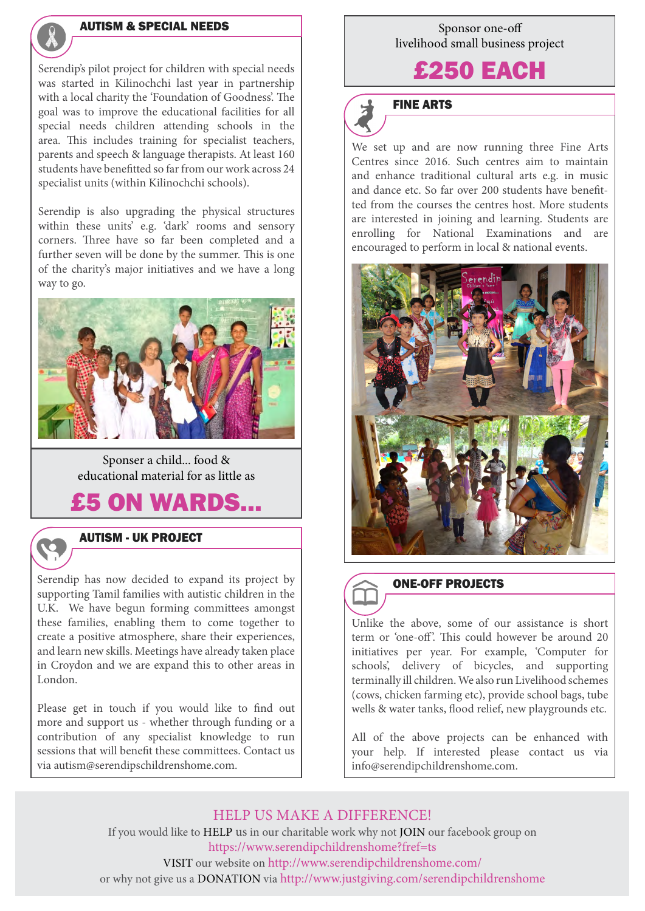## AUTISM & SPECIAL NEEDS

Serendip's pilot project for children with special needs was started in Kilinochchi last year in partnership with a local charity the 'Foundation of Goodness'. The goal was to improve the educational facilities for all special needs children attending schools in the area. This includes training for specialist teachers, parents and speech & language therapists. At least 160 students have benefitted so far from our work across 24 specialist units (within Kilinochchi schools).

Serendip is also upgrading the physical structures within these units' e.g. 'dark' rooms and sensory corners. Three have so far been completed and a further seven will be done by the summer. This is one of the charity's major initiatives and we have a long way to go.

Sponser a child... food & educational material for as little as

# £5 ON WARDS...

## AUTISM - UK PROJECT

Serendip has now decided to expand its project by supporting Tamil families with autistic children in the U.K. We have begun forming committees amongst these families, enabling them to come together to create a positive atmosphere, share their experiences, and learn new skills. Meetings have already taken place in Croydon and we are expand this to other areas in London.

Please get in touch if you would like to find out more and support us - whether through funding or a contribution of any specialist knowledge to run sessions that will benefit these committees. Contact us via autism@serendipschildrenshome.com.

Sponsor one-off livelihood small business project

# £250 EACH

## FINE ARTS

We set up and are now running three Fine Arts Centres since 2016. Such centres aim to maintain and enhance traditional cultural arts e.g. in music and dance etc. So far over 200 students have benefitted from the courses the centres host. More students are interested in joining and learning. Students are enrolling for National Examinations and are encouraged to perform in local & national events.

## ONE-OFF PROJECTS

Unlike the above, some of our assistance is short term or 'one-off'. This could however be around 20 initiatives per year. For example, 'Computer for schools', delivery of bicycles, and supporting terminally ill children. We also run Livelihood schemes (cows, chicken farming etc), provide school bags, tube wells & water tanks, flood relief, new playgrounds etc.

All of the above projects can be enhanced with your help. If interested please contact us via info@serendipchildrenshome.com.

## HELP US MAKE A DIFFERENCE!

If you would like to HELP us in our charitable work why not JOIN our facebook group on https://www.serendipchildrenshome?fref=ts

VISIT our website on http://www.serendipchildrenshome.com/

or why not give us a DONATION via http://www.justgiving.com/serendipchildrenshome